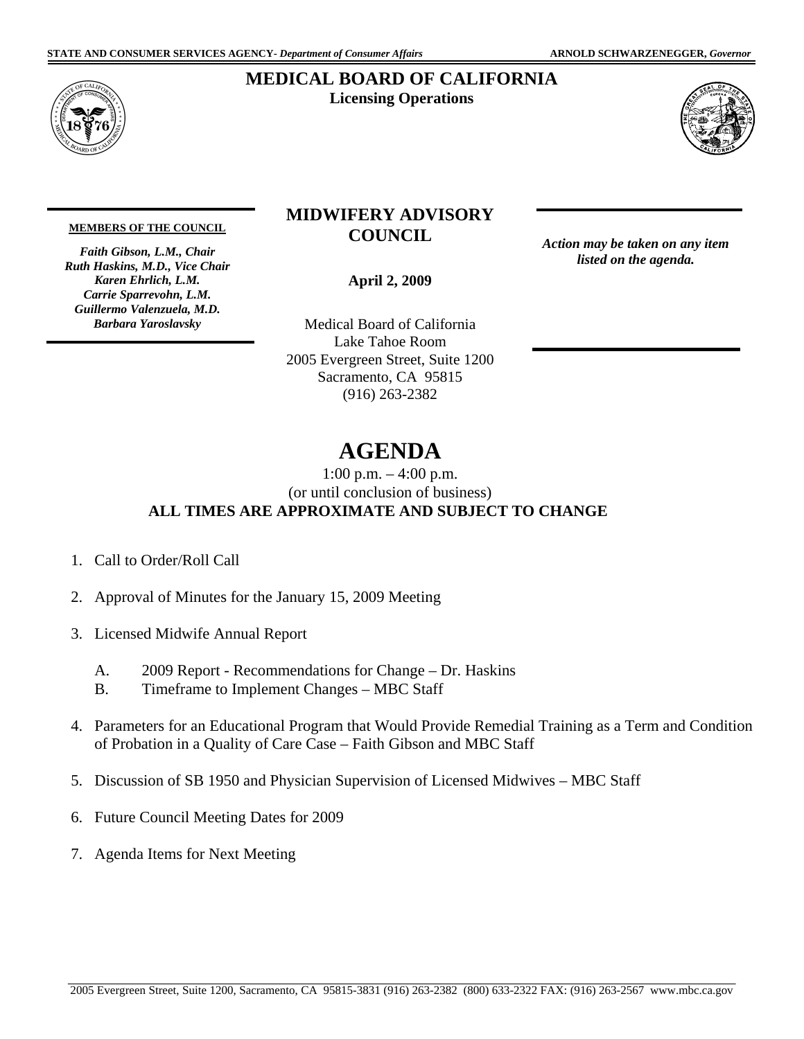STATE AND CONSUMER SERVICES AGENCY- *Department of Consumer Affairs* ARNOLD SCHWARZENEGGER, *Governor*

# MEDICAL BOARD OF CALIFORNIA

**Licensing Operations**

**MEMBERS OF THE COUNCIL**

***Faith Gibson, L.M., Chair***
***Ruth Haskins, M.D., Vice Chair***
***Karen Ehrlich, L.M.***
***Carrie Sparrevohn, L.M.***
***Guillermo Valenzuela, M.D.***
***Barbara Yaroslavsky***

## MIDWIFERY ADVISORY COUNCIL

**April 2, 2009**

Medical Board of California
Lake Tahoe Room
2005 Evergreen Street, Suite 1200
Sacramento, CA 95815
(916) 263-2382

***Action may be taken on any item listed on the agenda.***

# AGENDA

1:00 p.m. – 4:00 p.m.
(or until conclusion of business)
**ALL TIMES ARE APPROXIMATE AND SUBJECT TO CHANGE**

1. Call to Order/Roll Call
2. Approval of Minutes for the January 15, 2009 Meeting
3. Licensed Midwife Annual Report
   A. 2009 Report - Recommendations for Change – Dr. Haskins
   B. Timeframe to Implement Changes – MBC Staff
4. Parameters for an Educational Program that Would Provide Remedial Training as a Term and Condition of Probation in a Quality of Care Case – Faith Gibson and MBC Staff
5. Discussion of SB 1950 and Physician Supervision of Licensed Midwives – MBC Staff
6. Future Council Meeting Dates for 2009
7. Agenda Items for Next Meeting

2005 Evergreen Street, Suite 1200, Sacramento, CA 95815-3831 (916) 263-2382 (800) 633-2322 FAX: (916) 263-2567 www.mbc.ca.gov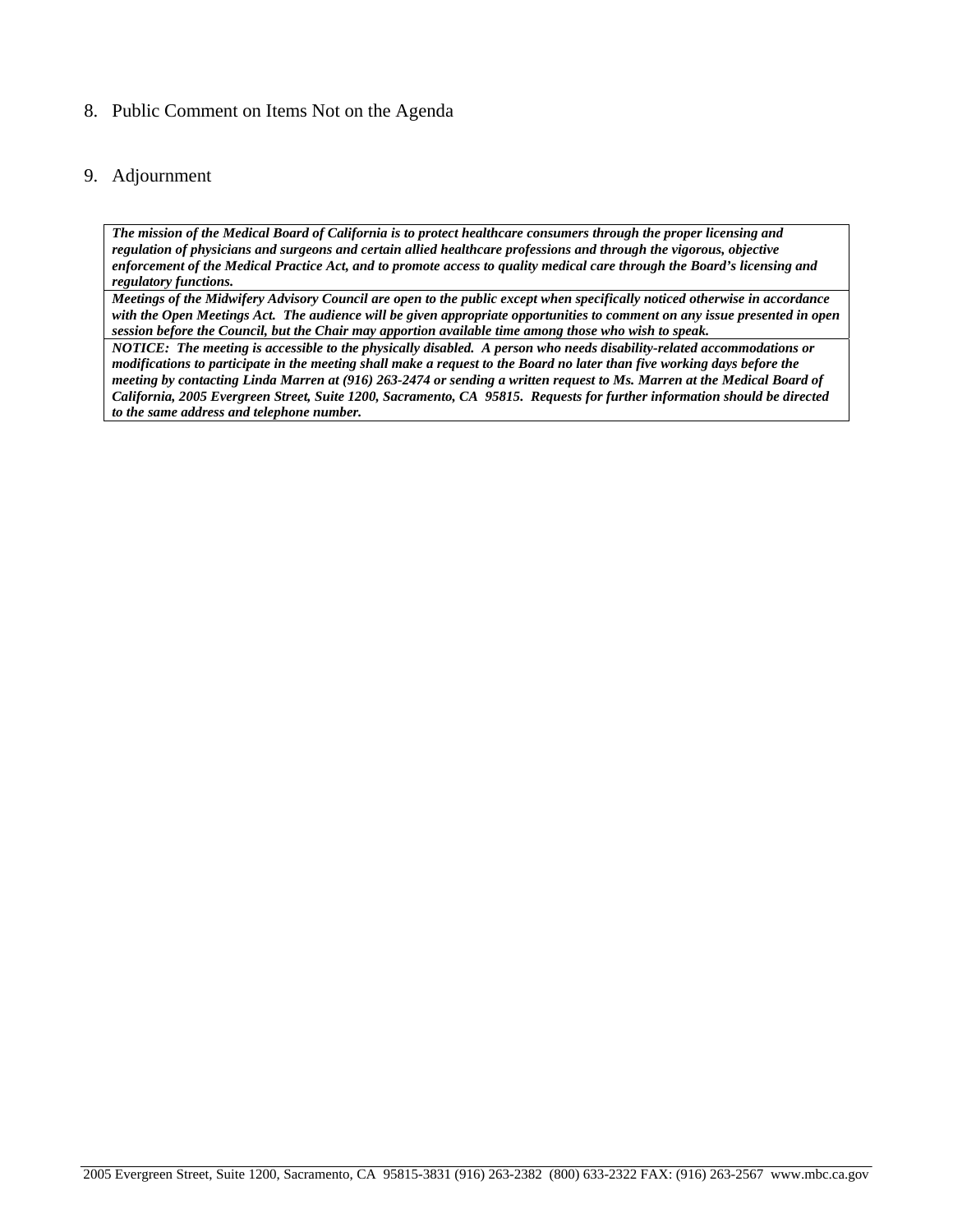8. Public Comment on Items Not on the Agenda

9. Adjournment

| |
|---|
| ***The mission of the Medical Board of California is to protect healthcare consumers through the proper licensing and regulation of physicians and surgeons and certain allied healthcare professions and through the vigorous, objective enforcement of the Medical Practice Act, and to promote access to quality medical care through the Board's licensing and regulatory functions.*** |
| ***Meetings of the Midwifery Advisory Council are open to the public except when specifically noticed otherwise in accordance with the Open Meetings Act. The audience will be given appropriate opportunities to comment on any issue presented in open session before the Council, but the Chair may apportion available time among those who wish to speak.*** |
| ***NOTICE: The meeting is accessible to the physically disabled. A person who needs disability-related accommodations or modifications to participate in the meeting shall make a request to the Board no later than five working days before the meeting by contacting Linda Marren at (916) 263-2474 or sending a written request to Ms. Marren at the Medical Board of California, 2005 Evergreen Street, Suite 1200, Sacramento, CA 95815. Requests for further information should be directed to the same address and telephone number.*** |